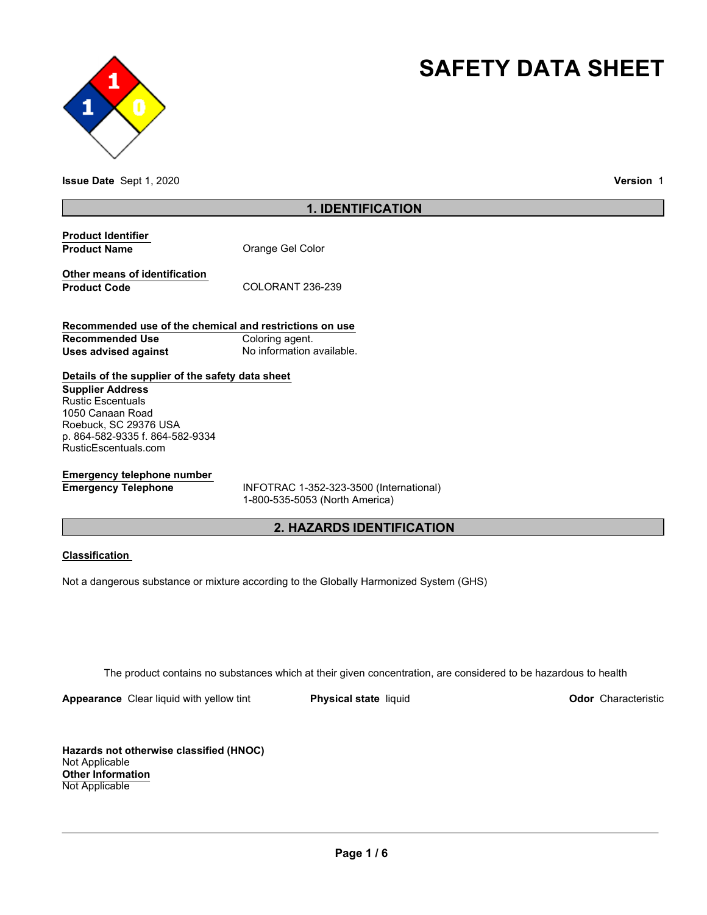# SAFETY DATA SHEET

**Issue Date** Sept 1, 2020 **Version** 1

## 1. IDENTIFICATION

**Product Identifier**

| | |
|---|---|
| **Product Name** | Orange Gel Color |

**Other means of identification**

| | |
|---|---|
| **Product Code** | COLORANT 236-239 |

**Recommended use of the chemical and restrictions on use**

| | |
|---|---|
| **Recommended Use** | Coloring agent. |
| **Uses advised against** | No information available. |

**Details of the supplier of the safety data sheet**

**Supplier Address**
Rustic Escentuals
1050 Canaan Road
Roebuck, SC 29376 USA
p. 864-582-9335 f. 864-582-9334
RusticEscentuals.com

**Emergency telephone number**

| | |
|---|---|
| **Emergency Telephone** | INFOTRAC 1-352-323-3500 (International)<br>1-800-535-5053 (North America) |

## 2. HAZARDS IDENTIFICATION

**Classification**

Not a dangerous substance or mixture according to the Globally Harmonized System (GHS)

The product contains no substances which at their given concentration, are considered to be hazardous to health

**Appearance** Clear liquid with yellow tint **Physical state** liquid **Odor** Characteristic

**Hazards not otherwise classified (HNOC)**
Not Applicable

**Other Information**
Not Applicable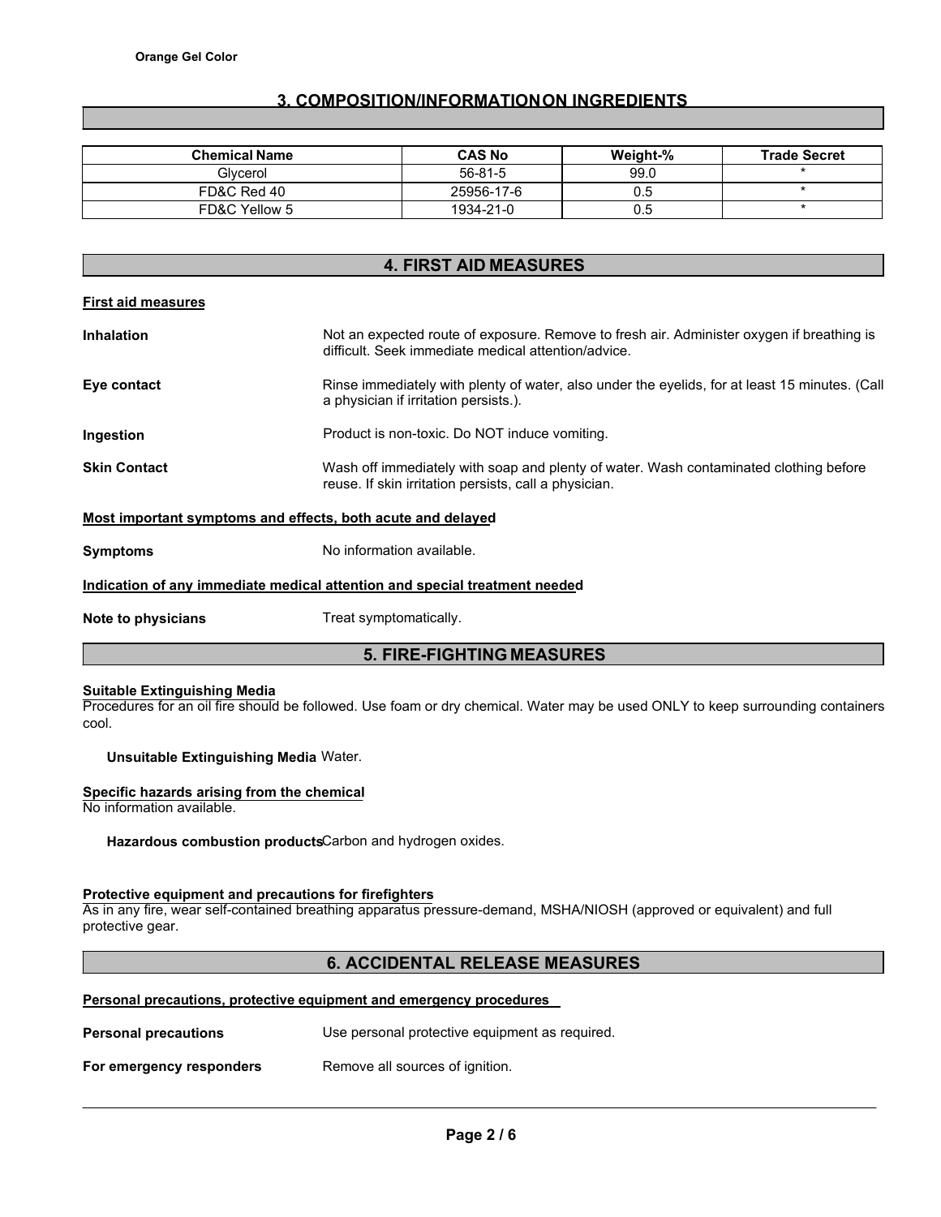## 3. COMPOSITION/INFORMATION ON INGREDIENTS

| Chemical Name | CAS No | Weight-% | Trade Secret |
|---|---|---|---|
| Glycerol | 56-81-5 | 99.0 | * |
| FD&C Red 40 | 25956-17-6 | 0.5 | * |
| FD&C Yellow 5 | 1934-21-0 | 0.5 | * |

## 4. FIRST AID MEASURES

**First aid measures**

**Inhalation** Not an expected route of exposure. Remove to fresh air. Administer oxygen if breathing is difficult. Seek immediate medical attention/advice.

**Eye contact** Rinse immediately with plenty of water, also under the eyelids, for at least 15 minutes. (Call a physician if irritation persists.).

**Ingestion** Product is non-toxic. Do NOT induce vomiting.

**Skin Contact** Wash off immediately with soap and plenty of water. Wash contaminated clothing before reuse. If skin irritation persists, call a physician.

**Most important symptoms and effects, both acute and delayed**

**Symptoms** No information available.

**Indication of any immediate medical attention and special treatment needed**

**Note to physicians** Treat symptomatically.

## 5. FIRE-FIGHTING MEASURES

**Suitable Extinguishing Media**

Procedures for an oil fire should be followed. Use foam or dry chemical. Water may be used ONLY to keep surrounding containers cool.

**Unsuitable Extinguishing Media** Water.

**Specific hazards arising from the chemical**

No information available.

**Hazardous combustion products** Carbon and hydrogen oxides.

**Protective equipment and precautions for firefighters**

As in any fire, wear self-contained breathing apparatus pressure-demand, MSHA/NIOSH (approved or equivalent) and full protective gear.

## 6. ACCIDENTAL RELEASE MEASURES

**Personal precautions, protective equipment and emergency procedures**

**Personal precautions** Use personal protective equipment as required.

**For emergency responders** Remove all sources of ignition.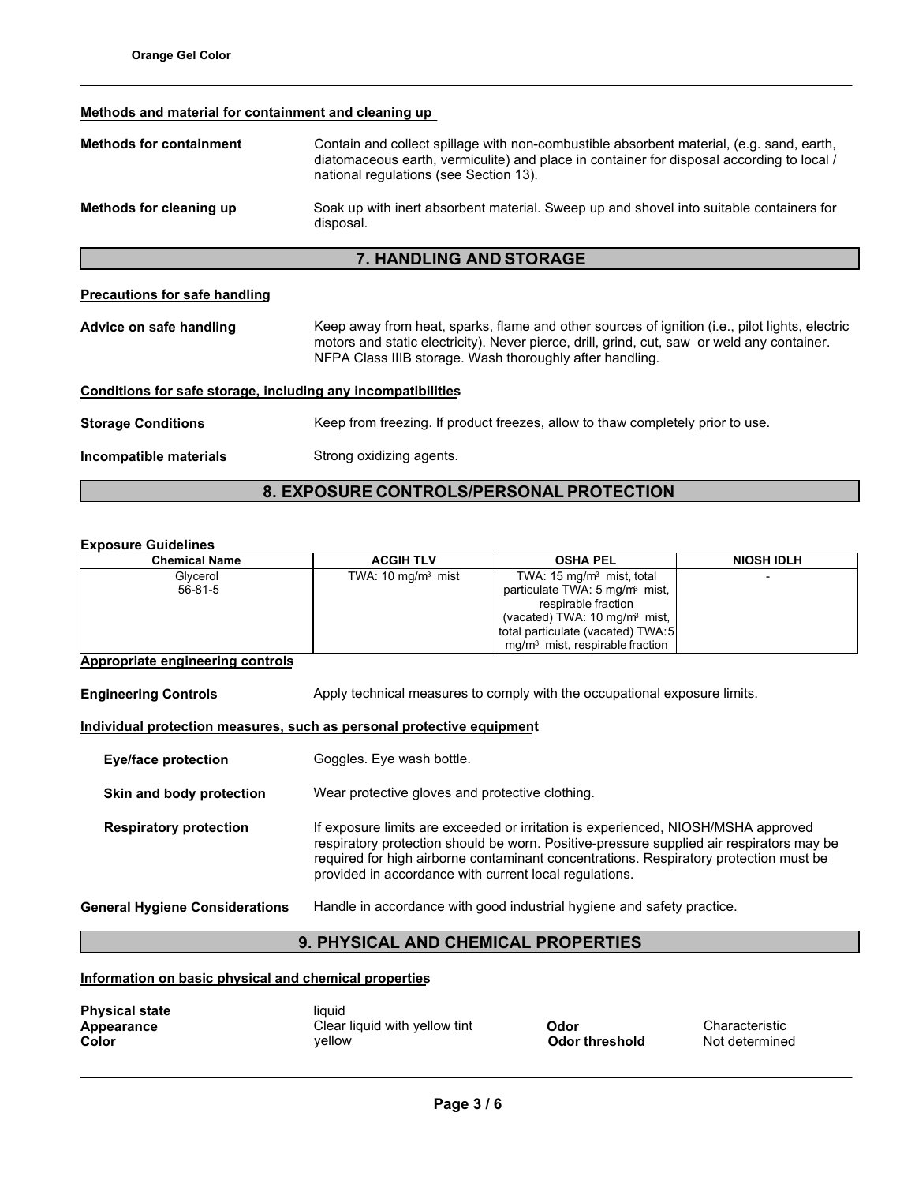### Methods and material for containment and cleaning up

**Methods for containment** Contain and collect spillage with non-combustible absorbent material, (e.g. sand, earth, diatomaceous earth, vermiculite) and place in container for disposal according to local / national regulations (see Section 13).

**Methods for cleaning up** Soak up with inert absorbent material. Sweep up and shovel into suitable containers for disposal.

## 7. HANDLING AND STORAGE

### Precautions for safe handling

**Advice on safe handling** Keep away from heat, sparks, flame and other sources of ignition (i.e., pilot lights, electric motors and static electricity). Never pierce, drill, grind, cut, saw or weld any container. NFPA Class IIIB storage. Wash thoroughly after handling.

### Conditions for safe storage, including any incompatibilities

**Storage Conditions** Keep from freezing. If product freezes, allow to thaw completely prior to use.

**Incompatible materials** Strong oxidizing agents.

## 8. EXPOSURE CONTROLS/PERSONAL PROTECTION

**Exposure Guidelines**

| Chemical Name | ACGIH TLV | OSHA PEL | NIOSH IDLH |
|---|---|---|---|
| Glycerol 56-81-5 | TWA: 10 mg/m³ mist | TWA: 15 mg/m³ mist, total particulate TWA: 5 mg/m³ mist, respirable fraction (vacated) TWA: 10 mg/m³ mist, total particulate (vacated) TWA:5 mg/m³ mist, respirable fraction | - |

### Appropriate engineering controls

**Engineering Controls** Apply technical measures to comply with the occupational exposure limits.

### Individual protection measures, such as personal protective equipment

**Eye/face protection** Goggles. Eye wash bottle.

**Skin and body protection** Wear protective gloves and protective clothing.

**Respiratory protection** If exposure limits are exceeded or irritation is experienced, NIOSH/MSHA approved respiratory protection should be worn. Positive-pressure supplied air respirators may be required for high airborne contaminant concentrations. Respiratory protection must be provided in accordance with current local regulations.

**General Hygiene Considerations** Handle in accordance with good industrial hygiene and safety practice.

## 9. PHYSICAL AND CHEMICAL PROPERTIES

### Information on basic physical and chemical properties

**Physical state** liquid
**Appearance** Clear liquid with yellow tint
**Color** yellow
**Odor** Characteristic
**Odor threshold** Not determined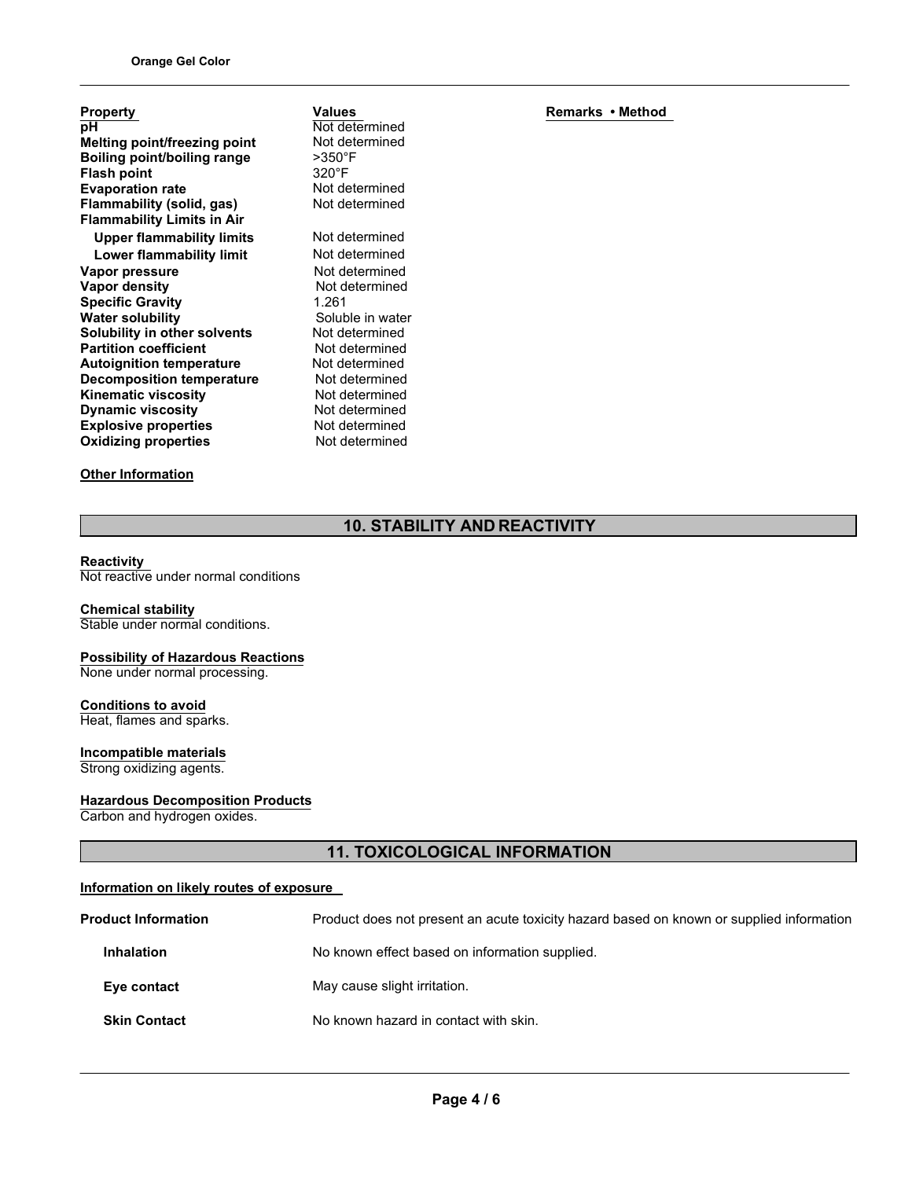| Property | Values | Remarks • Method |
|---|---|---|
| **pH** | Not determined | |
| **Melting point/freezing point** | Not determined | |
| **Boiling point/boiling range** | >350°F | |
| **Flash point** | 320°F | |
| **Evaporation rate** | Not determined | |
| **Flammability (solid, gas)** | Not determined | |
| **Flammability Limits in Air** | | |
| **Upper flammability limits** | Not determined | |
| **Lower flammability limit** | Not determined | |
| **Vapor pressure** | Not determined | |
| **Vapor density** | Not determined | |
| **Specific Gravity** | 1.261 | |
| **Water solubility** | Soluble in water | |
| **Solubility in other solvents** | Not determined | |
| **Partition coefficient** | Not determined | |
| **Autoignition temperature** | Not determined | |
| **Decomposition temperature** | Not determined | |
| **Kinematic viscosity** | Not determined | |
| **Dynamic viscosity** | Not determined | |
| **Explosive properties** | Not determined | |
| **Oxidizing properties** | Not determined | |

**Other Information**

## 10. STABILITY AND REACTIVITY

**Reactivity**
Not reactive under normal conditions

**Chemical stability**
Stable under normal conditions.

**Possibility of Hazardous Reactions**
None under normal processing.

**Conditions to avoid**
Heat, flames and sparks.

**Incompatible materials**
Strong oxidizing agents.

**Hazardous Decomposition Products**
Carbon and hydrogen oxides.

## 11. TOXICOLOGICAL INFORMATION

**Information on likely routes of exposure**

| | |
|---|---|
| **Product Information** | Product does not present an acute toxicity hazard based on known or supplied information |
| **Inhalation** | No known effect based on information supplied. |
| **Eye contact** | May cause slight irritation. |
| **Skin Contact** | No known hazard in contact with skin. |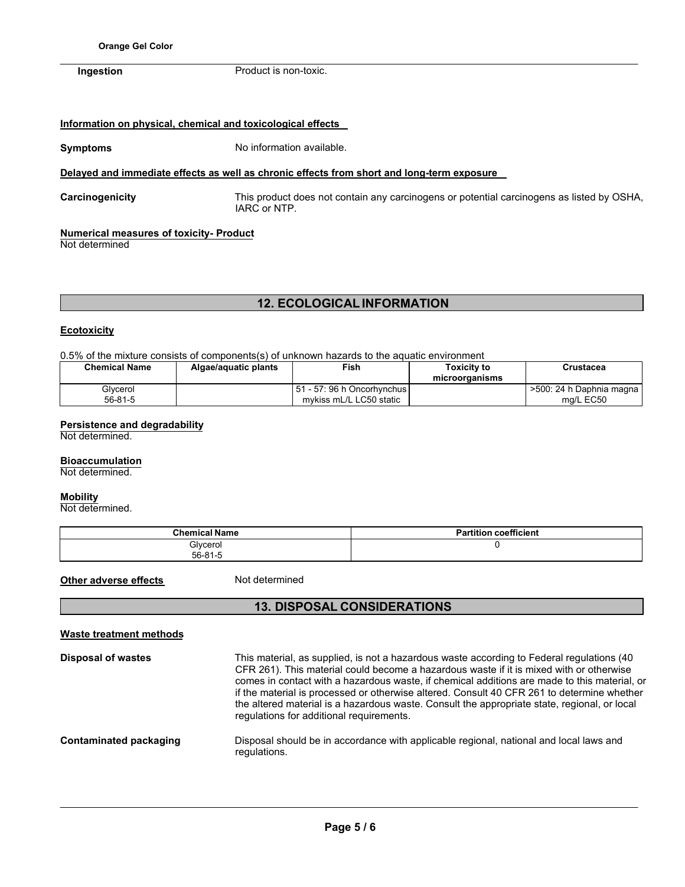**Ingestion** Product is non-toxic.

**Information on physical, chemical and toxicological effects**

**Symptoms** No information available.

**Delayed and immediate effects as well as chronic effects from short and long-term exposure**

**Carcinogenicity** This product does not contain any carcinogens or potential carcinogens as listed by OSHA, IARC or NTP.

**Numerical measures of toxicity- Product**
Not determined

## 12. ECOLOGICAL INFORMATION

**Ecotoxicity**

0.5% of the mixture consists of components(s) of unknown hazards to the aquatic environment

| Chemical Name | Algae/aquatic plants | Fish | Toxicity to microorganisms | Crustacea |
|---|---|---|---|---|
| Glycerol 56-81-5 | | 51 - 57: 96 h Oncorhynchus mykiss mL/L LC50 static | | >500: 24 h Daphnia magna mg/L EC50 |

**Persistence and degradability**
Not determined.

**Bioaccumulation**
Not determined.

**Mobility**
Not determined.

| Chemical Name | Partition coefficient |
|---|---|
| Glycerol 56-81-5 | 0 |

**Other adverse effects** Not determined

## 13. DISPOSAL CONSIDERATIONS

**Waste treatment methods**

**Disposal of wastes** This material, as supplied, is not a hazardous waste according to Federal regulations (40 CFR 261). This material could become a hazardous waste if it is mixed with or otherwise comes in contact with a hazardous waste, if chemical additions are made to this material, or if the material is processed or otherwise altered. Consult 40 CFR 261 to determine whether the altered material is a hazardous waste. Consult the appropriate state, regional, or local regulations for additional requirements.

**Contaminated packaging** Disposal should be in accordance with applicable regional, national and local laws and regulations.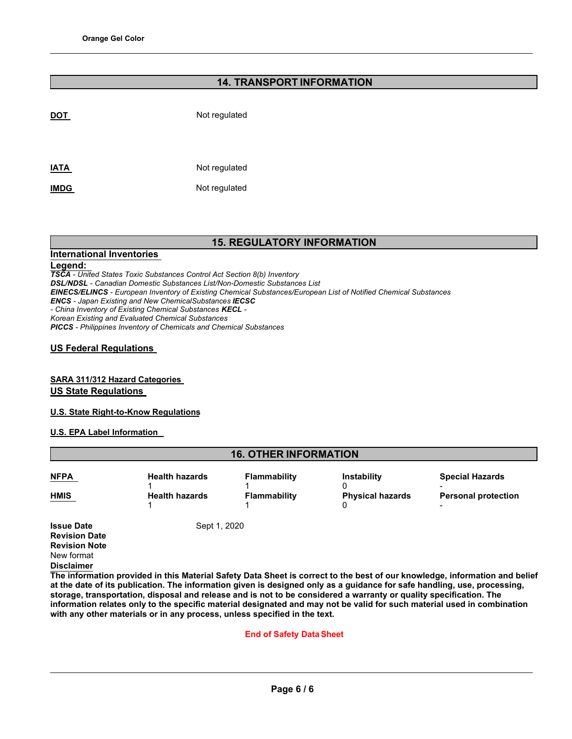## 14. TRANSPORT INFORMATION

**DOT** Not regulated

**IATA** Not regulated

**IMDG** Not regulated

## 15. REGULATORY INFORMATION

**International Inventories**

**Legend:**

***TSCA*** *- United States Toxic Substances Control Act Section 8(b) Inventory*
***DSL/NDSL*** *- Canadian Domestic Substances List/Non-Domestic Substances List*
***EINECS/ELINCS*** *- European Inventory of Existing Chemical Substances/European List of Notified Chemical Substances*
***ENCS*** *- Japan Existing and New ChemicalSubstances* ***IECSC***
*- China Inventory of Existing Chemical Substances* ***KECL*** *-*
*Korean Existing and Evaluated Chemical Substances*
***PICCS*** *- Philippines Inventory of Chemicals and Chemical Substances*

**US Federal Regulations**

**SARA 311/312 Hazard Categories**

**US State Regulations**

**U.S. State Right-to-Know Regulations**

**U.S. EPA Label Information**

## 16. OTHER INFORMATION

| | | | | |
|---|---|---|---|---|
| **NFPA** | **Health hazards** 1 | **Flammability** 1 | **Instability** 0 | **Special Hazards** - |
| **HMIS** | **Health hazards** 1 | **Flammability** 1 | **Physical hazards** 0 | **Personal protection** - |

**Issue Date** Sept 1, 2020
**Revision Date**
**Revision Note**
New format

**Disclaimer**

**The information provided in this Material Safety Data Sheet is correct to the best of our knowledge, information and belief at the date of its publication. The information given is designed only as a guidance for safe handling, use, processing, storage, transportation, disposal and release and is not to be considered a warranty or quality specification. The information relates only to the specific material designated and may not be valid for such material used in combination with any other materials or in any process, unless specified in the text.**

**End of Safety Data Sheet**